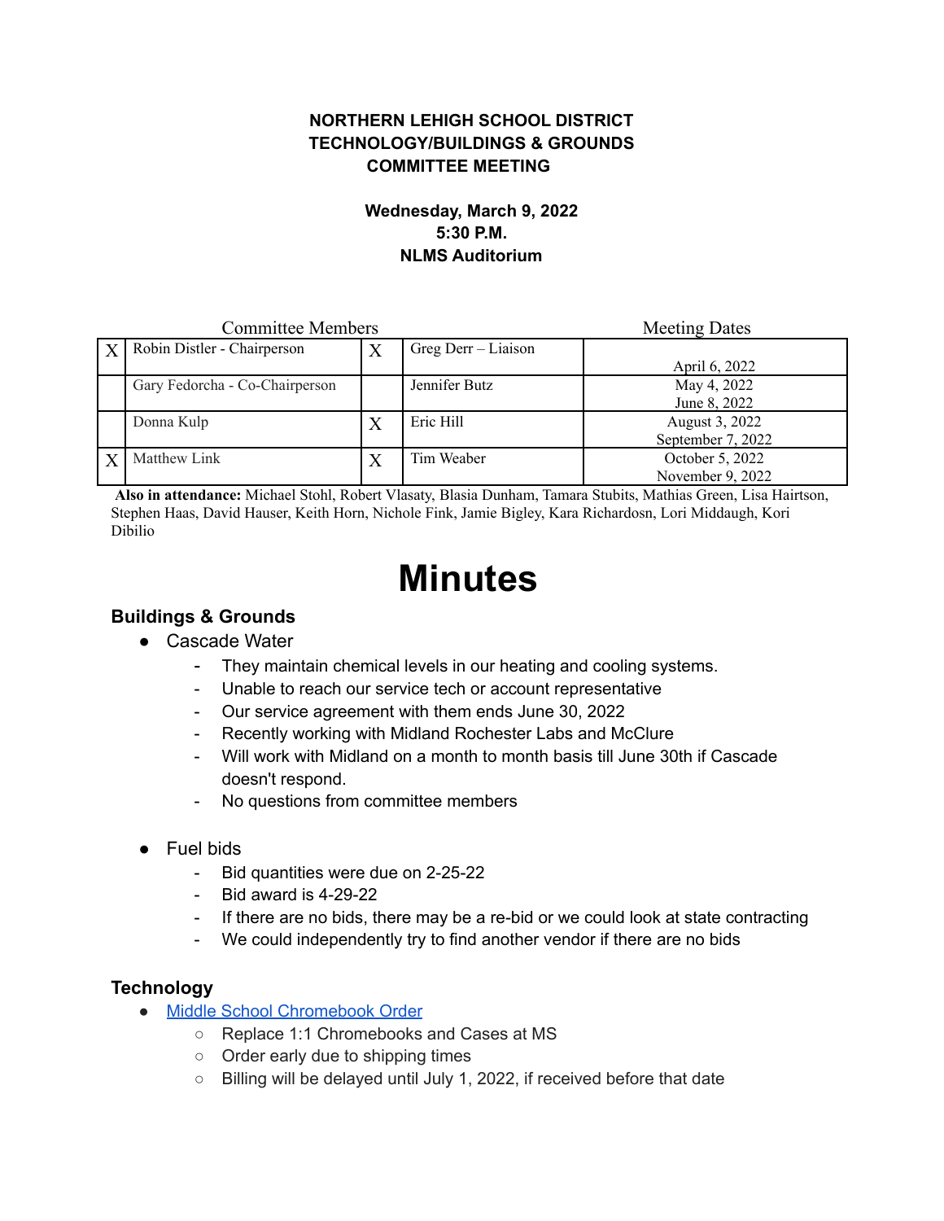**NORTHERN LEHIGH SCHOOL DISTRICT**
**TECHNOLOGY/BUILDINGS & GROUNDS**
**COMMITTEE MEETING**

**Wednesday, March 9, 2022**
**5:30 P.M.**
**NLMS Auditorium**

| Committee Members | | | | Meeting Dates |
|---|---|---|---|---|
| X | Robin Distler - Chairperson | X | Greg Derr – Liaison | April 6, 2022 |
| | Gary Fedorcha - Co-Chairperson | | Jennifer Butz | May 4, 2022<br>June 8, 2022 |
| | Donna Kulp | X | Eric Hill | August 3, 2022<br>September 7, 2022 |
| X | Matthew Link | X | Tim Weaber | October 5, 2022<br>November 9, 2022 |

**Also in attendance:** Michael Stohl, Robert Vlasaty, Blasia Dunham, Tamara Stubits, Mathias Green, Lisa Hairtson, Stephen Haas, David Hauser, Keith Horn, Nichole Fink, Jamie Bigley, Kara Richardosn, Lori Middaugh, Kori Dibilio

# Minutes

### Buildings & Grounds

- Cascade Water
  - They maintain chemical levels in our heating and cooling systems.
  - Unable to reach our service tech or account representative
  - Our service agreement with them ends June 30, 2022
  - Recently working with Midland Rochester Labs and McClure
  - Will work with Midland on a month to month basis till June 30th if Cascade doesn't respond.
  - No questions from committee members

- Fuel bids
  - Bid quantities were due on 2-25-22
  - Bid award is 4-29-22
  - If there are no bids, there may be a re-bid or we could look at state contracting
  - We could independently try to find another vendor if there are no bids

### Technology

- Middle School Chromebook Order
  - Replace 1:1 Chromebooks and Cases at MS
  - Order early due to shipping times
  - Billing will be delayed until July 1, 2022, if received before that date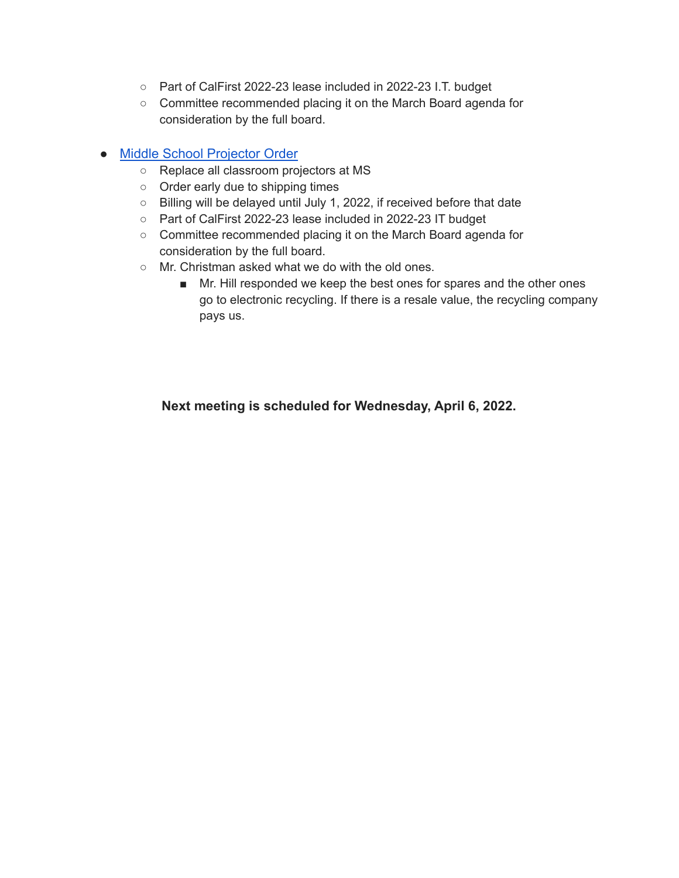- Part of CalFirst 2022-23 lease included in 2022-23 I.T. budget
    - Committee recommended placing it on the March Board agenda for consideration by the full board.

- Middle School Projector Order
    - Replace all classroom projectors at MS
    - Order early due to shipping times
    - Billing will be delayed until July 1, 2022, if received before that date
    - Part of CalFirst 2022-23 lease included in 2022-23 IT budget
    - Committee recommended placing it on the March Board agenda for consideration by the full board.
    - Mr. Christman asked what we do with the old ones.
        - Mr. Hill responded we keep the best ones for spares and the other ones go to electronic recycling. If there is a resale value, the recycling company pays us.

**Next meeting is scheduled for Wednesday, April 6, 2022.**